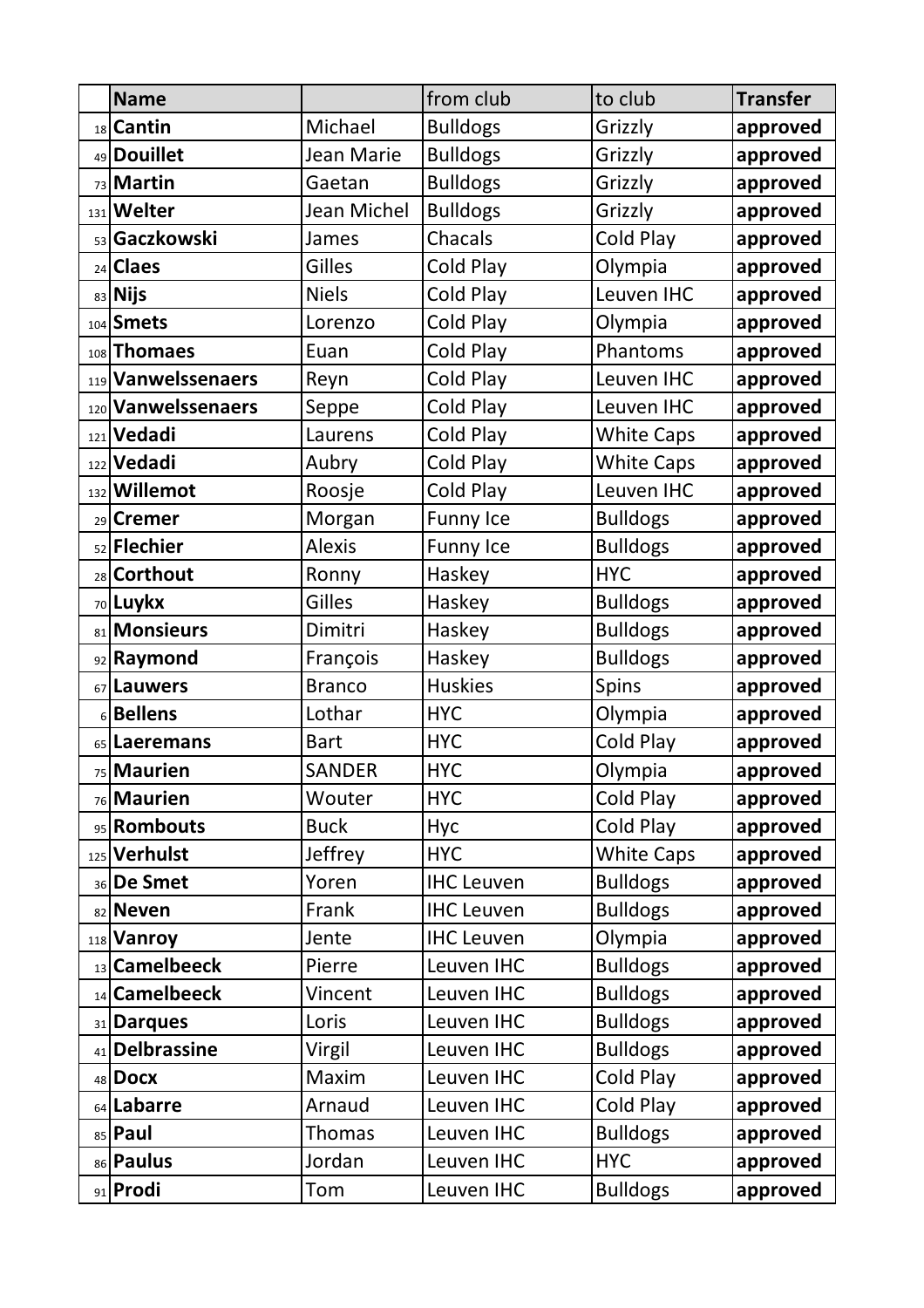| | Name | | from club | to club | Transfer |
|---|---|---|---|---|---|
| 18 | **Cantin** | Michael | Bulldogs | Grizzly | **approved** |
| 49 | **Douillet** | Jean Marie | Bulldogs | Grizzly | **approved** |
| 73 | **Martin** | Gaetan | Bulldogs | Grizzly | **approved** |
| 131 | **Welter** | Jean Michel | Bulldogs | Grizzly | **approved** |
| 53 | **Gaczkowski** | James | Chacals | Cold Play | **approved** |
| 24 | **Claes** | Gilles | Cold Play | Olympia | **approved** |
| 83 | **Nijs** | Niels | Cold Play | Leuven IHC | **approved** |
| 104 | **Smets** | Lorenzo | Cold Play | Olympia | **approved** |
| 108 | **Thomaes** | Euan | Cold Play | Phantoms | **approved** |
| 119 | **Vanwelssenaers** | Reyn | Cold Play | Leuven IHC | **approved** |
| 120 | **Vanwelssenaers** | Seppe | Cold Play | Leuven IHC | **approved** |
| 121 | **Vedadi** | Laurens | Cold Play | White Caps | **approved** |
| 122 | **Vedadi** | Aubry | Cold Play | White Caps | **approved** |
| 132 | **Willemot** | Roosje | Cold Play | Leuven IHC | **approved** |
| 29 | **Cremer** | Morgan | Funny Ice | Bulldogs | **approved** |
| 52 | **Flechier** | Alexis | Funny Ice | Bulldogs | **approved** |
| 28 | **Corthout** | Ronny | Haskey | HYC | **approved** |
| 70 | **Luykx** | Gilles | Haskey | Bulldogs | **approved** |
| 81 | **Monsieurs** | Dimitri | Haskey | Bulldogs | **approved** |
| 92 | **Raymond** | François | Haskey | Bulldogs | **approved** |
| 67 | **Lauwers** | Branco | Huskies | Spins | **approved** |
| 6 | **Bellens** | Lothar | HYC | Olympia | **approved** |
| 65 | **Laeremans** | Bart | HYC | Cold Play | **approved** |
| 75 | **Maurien** | SANDER | HYC | Olympia | **approved** |
| 76 | **Maurien** | Wouter | HYC | Cold Play | **approved** |
| 95 | **Rombouts** | Buck | Hyc | Cold Play | **approved** |
| 125 | **Verhulst** | Jeffrey | HYC | White Caps | **approved** |
| 36 | **De Smet** | Yoren | IHC Leuven | Bulldogs | **approved** |
| 82 | **Neven** | Frank | IHC Leuven | Bulldogs | **approved** |
| 118 | **Vanroy** | Jente | IHC Leuven | Olympia | **approved** |
| 13 | **Camelbeeck** | Pierre | Leuven IHC | Bulldogs | **approved** |
| 14 | **Camelbeeck** | Vincent | Leuven IHC | Bulldogs | **approved** |
| 31 | **Darques** | Loris | Leuven IHC | Bulldogs | **approved** |
| 41 | **Delbrassine** | Virgil | Leuven IHC | Bulldogs | **approved** |
| 48 | **Docx** | Maxim | Leuven IHC | Cold Play | **approved** |
| 64 | **Labarre** | Arnaud | Leuven IHC | Cold Play | **approved** |
| 85 | **Paul** | Thomas | Leuven IHC | Bulldogs | **approved** |
| 86 | **Paulus** | Jordan | Leuven IHC | HYC | **approved** |
| 91 | **Prodi** | Tom | Leuven IHC | Bulldogs | **approved** |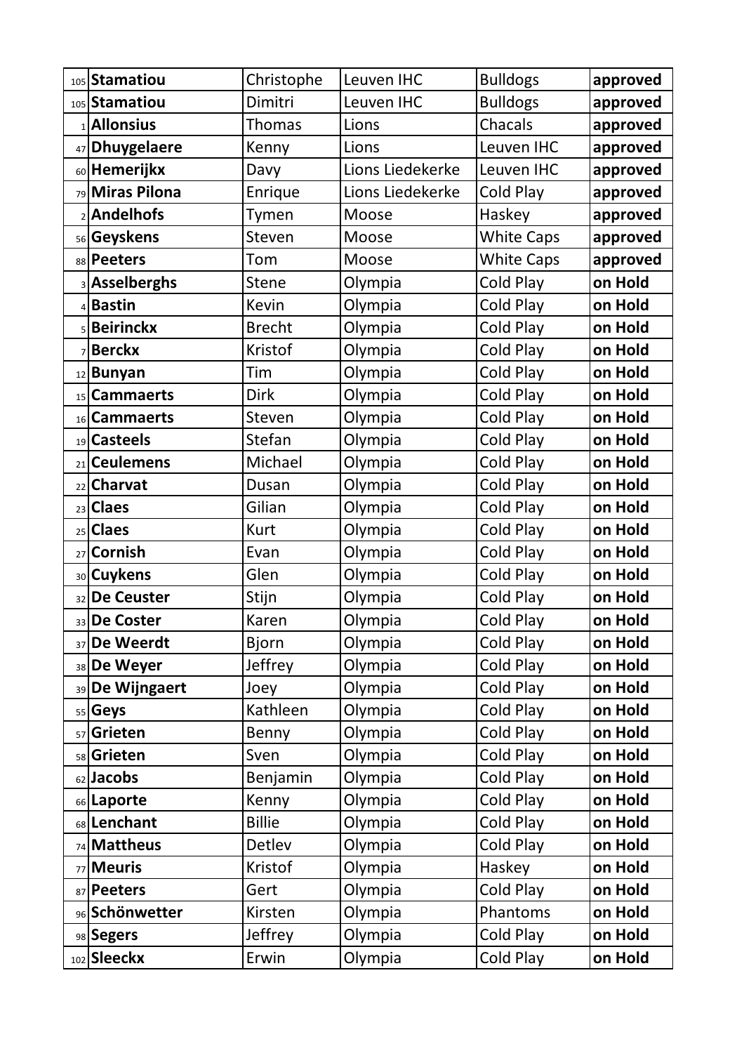| | | | | | |
|---|---|---|---|---|---|
| 105 | **Stamatiou** | Christophe | Leuven IHC | Bulldogs | **approved** |
| 105 | **Stamatiou** | Dimitri | Leuven IHC | Bulldogs | **approved** |
| 1 | **Allonsius** | Thomas | Lions | Chacals | **approved** |
| 47 | **Dhuygelaere** | Kenny | Lions | Leuven IHC | **approved** |
| 60 | **Hemerijkx** | Davy | Lions Liedekerke | Leuven IHC | **approved** |
| 79 | **Miras Pilona** | Enrique | Lions Liedekerke | Cold Play | **approved** |
| 2 | **Andelhofs** | Tymen | Moose | Haskey | **approved** |
| 56 | **Geyskens** | Steven | Moose | White Caps | **approved** |
| 88 | **Peeters** | Tom | Moose | White Caps | **approved** |
| 3 | **Asselberghs** | Stene | Olympia | Cold Play | **on Hold** |
| 4 | **Bastin** | Kevin | Olympia | Cold Play | **on Hold** |
| 5 | **Beirinckx** | Brecht | Olympia | Cold Play | **on Hold** |
| 7 | **Berckx** | Kristof | Olympia | Cold Play | **on Hold** |
| 12 | **Bunyan** | Tim | Olympia | Cold Play | **on Hold** |
| 15 | **Cammaerts** | Dirk | Olympia | Cold Play | **on Hold** |
| 16 | **Cammaerts** | Steven | Olympia | Cold Play | **on Hold** |
| 19 | **Casteels** | Stefan | Olympia | Cold Play | **on Hold** |
| 21 | **Ceulemens** | Michael | Olympia | Cold Play | **on Hold** |
| 22 | **Charvat** | Dusan | Olympia | Cold Play | **on Hold** |
| 23 | **Claes** | Gilian | Olympia | Cold Play | **on Hold** |
| 25 | **Claes** | Kurt | Olympia | Cold Play | **on Hold** |
| 27 | **Cornish** | Evan | Olympia | Cold Play | **on Hold** |
| 30 | **Cuykens** | Glen | Olympia | Cold Play | **on Hold** |
| 32 | **De Ceuster** | Stijn | Olympia | Cold Play | **on Hold** |
| 33 | **De Coster** | Karen | Olympia | Cold Play | **on Hold** |
| 37 | **De Weerdt** | Bjorn | Olympia | Cold Play | **on Hold** |
| 38 | **De Weyer** | Jeffrey | Olympia | Cold Play | **on Hold** |
| 39 | **De Wijngaert** | Joey | Olympia | Cold Play | **on Hold** |
| 55 | **Geys** | Kathleen | Olympia | Cold Play | **on Hold** |
| 57 | **Grieten** | Benny | Olympia | Cold Play | **on Hold** |
| 58 | **Grieten** | Sven | Olympia | Cold Play | **on Hold** |
| 62 | **Jacobs** | Benjamin | Olympia | Cold Play | **on Hold** |
| 66 | **Laporte** | Kenny | Olympia | Cold Play | **on Hold** |
| 68 | **Lenchant** | Billie | Olympia | Cold Play | **on Hold** |
| 74 | **Mattheus** | Detlev | Olympia | Cold Play | **on Hold** |
| 77 | **Meuris** | Kristof | Olympia | Haskey | **on Hold** |
| 87 | **Peeters** | Gert | Olympia | Cold Play | **on Hold** |
| 96 | **Schönwetter** | Kirsten | Olympia | Phantoms | **on Hold** |
| 98 | **Segers** | Jeffrey | Olympia | Cold Play | **on Hold** |
| 102 | **Sleeckx** | Erwin | Olympia | Cold Play | **on Hold** |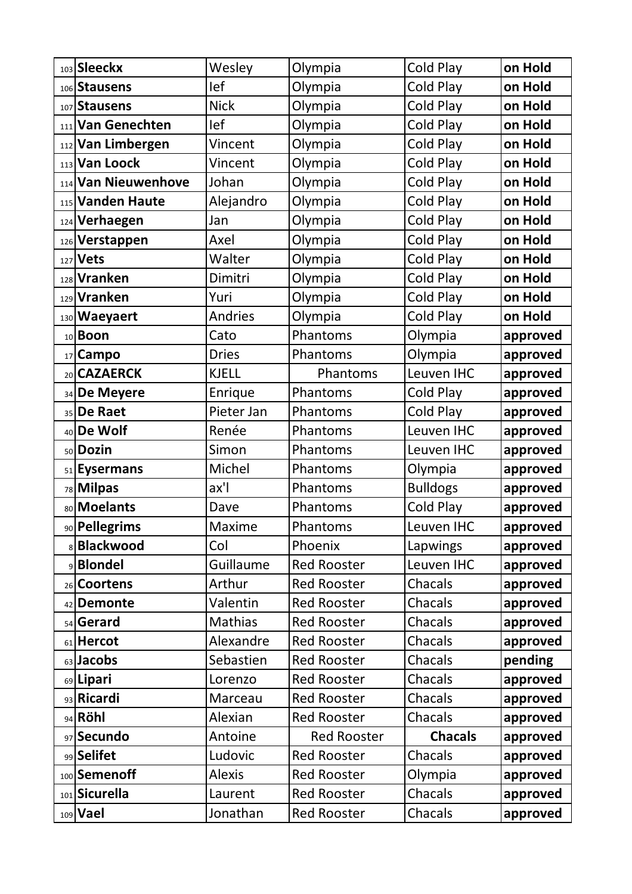| | | | | | |
|---|---|---|---|---|---|
| 103 | **Sleeckx** | Wesley | Olympia | Cold Play | **on Hold** |
| 106 | **Stausens** | Ief | Olympia | Cold Play | **on Hold** |
| 107 | **Stausens** | Nick | Olympia | Cold Play | **on Hold** |
| 111 | **Van Genechten** | Ief | Olympia | Cold Play | **on Hold** |
| 112 | **Van Limbergen** | Vincent | Olympia | Cold Play | **on Hold** |
| 113 | **Van Loock** | Vincent | Olympia | Cold Play | **on Hold** |
| 114 | **Van Nieuwenhove** | Johan | Olympia | Cold Play | **on Hold** |
| 115 | **Vanden Haute** | Alejandro | Olympia | Cold Play | **on Hold** |
| 124 | **Verhaegen** | Jan | Olympia | Cold Play | **on Hold** |
| 126 | **Verstappen** | Axel | Olympia | Cold Play | **on Hold** |
| 127 | **Vets** | Walter | Olympia | Cold Play | **on Hold** |
| 128 | **Vranken** | Dimitri | Olympia | Cold Play | **on Hold** |
| 129 | **Vranken** | Yuri | Olympia | Cold Play | **on Hold** |
| 130 | **Waeyaert** | Andries | Olympia | Cold Play | **on Hold** |
| 10 | **Boon** | Cato | Phantoms | Olympia | **approved** |
| 17 | **Campo** | Dries | Phantoms | Olympia | **approved** |
| 20 | **CAZAERCK** | KJELL | Phantoms | Leuven IHC | **approved** |
| 34 | **De Meyere** | Enrique | Phantoms | Cold Play | **approved** |
| 35 | **De Raet** | Pieter Jan | Phantoms | Cold Play | **approved** |
| 40 | **De Wolf** | Renée | Phantoms | Leuven IHC | **approved** |
| 50 | **Dozin** | Simon | Phantoms | Leuven IHC | **approved** |
| 51 | **Eysermans** | Michel | Phantoms | Olympia | **approved** |
| 78 | **Milpas** | ax'l | Phantoms | Bulldogs | **approved** |
| 80 | **Moelants** | Dave | Phantoms | Cold Play | **approved** |
| 90 | **Pellegrims** | Maxime | Phantoms | Leuven IHC | **approved** |
| 8 | **Blackwood** | Col | Phoenix | Lapwings | **approved** |
| 9 | **Blondel** | Guillaume | Red Rooster | Leuven IHC | **approved** |
| 26 | **Coortens** | Arthur | Red Rooster | Chacals | **approved** |
| 42 | **Demonte** | Valentin | Red Rooster | Chacals | **approved** |
| 54 | **Gerard** | Mathias | Red Rooster | Chacals | **approved** |
| 61 | **Hercot** | Alexandre | Red Rooster | Chacals | **approved** |
| 63 | **Jacobs** | Sebastien | Red Rooster | Chacals | **pending** |
| 69 | **Lipari** | Lorenzo | Red Rooster | Chacals | **approved** |
| 93 | **Ricardi** | Marceau | Red Rooster | Chacals | **approved** |
| 94 | **Röhl** | Alexian | Red Rooster | Chacals | **approved** |
| 97 | **Secundo** | Antoine | Red Rooster | **Chacals** | **approved** |
| 99 | **Selifet** | Ludovic | Red Rooster | Chacals | **approved** |
| 100 | **Semenoff** | Alexis | Red Rooster | Olympia | **approved** |
| 101 | **Sicurella** | Laurent | Red Rooster | Chacals | **approved** |
| 109 | **Vael** | Jonathan | Red Rooster | Chacals | **approved** |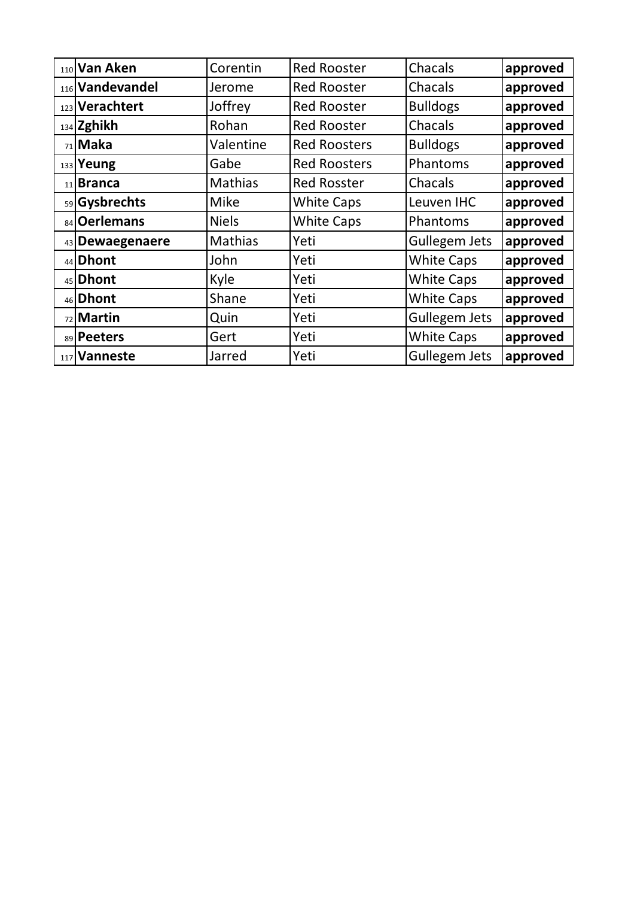| | | | | | |
|---|---|---|---|---|---|
| 110 | **Van Aken** | Corentin | Red Rooster | Chacals | **approved** |
| 116 | **Vandevandel** | Jerome | Red Rooster | Chacals | **approved** |
| 123 | **Verachtert** | Joffrey | Red Rooster | Bulldogs | **approved** |
| 134 | **Zghikh** | Rohan | Red Rooster | Chacals | **approved** |
| 71 | **Maka** | Valentine | Red Roosters | Bulldogs | **approved** |
| 133 | **Yeung** | Gabe | Red Roosters | Phantoms | **approved** |
| 11 | **Branca** | Mathias | Red Rosster | Chacals | **approved** |
| 59 | **Gysbrechts** | Mike | White Caps | Leuven IHC | **approved** |
| 84 | **Oerlemans** | Niels | White Caps | Phantoms | **approved** |
| 43 | **Dewaegenaere** | Mathias | Yeti | Gullegem Jets | **approved** |
| 44 | **Dhont** | John | Yeti | White Caps | **approved** |
| 45 | **Dhont** | Kyle | Yeti | White Caps | **approved** |
| 46 | **Dhont** | Shane | Yeti | White Caps | **approved** |
| 72 | **Martin** | Quin | Yeti | Gullegem Jets | **approved** |
| 89 | **Peeters** | Gert | Yeti | White Caps | **approved** |
| 117 | **Vanneste** | Jarred | Yeti | Gullegem Jets | **approved** |